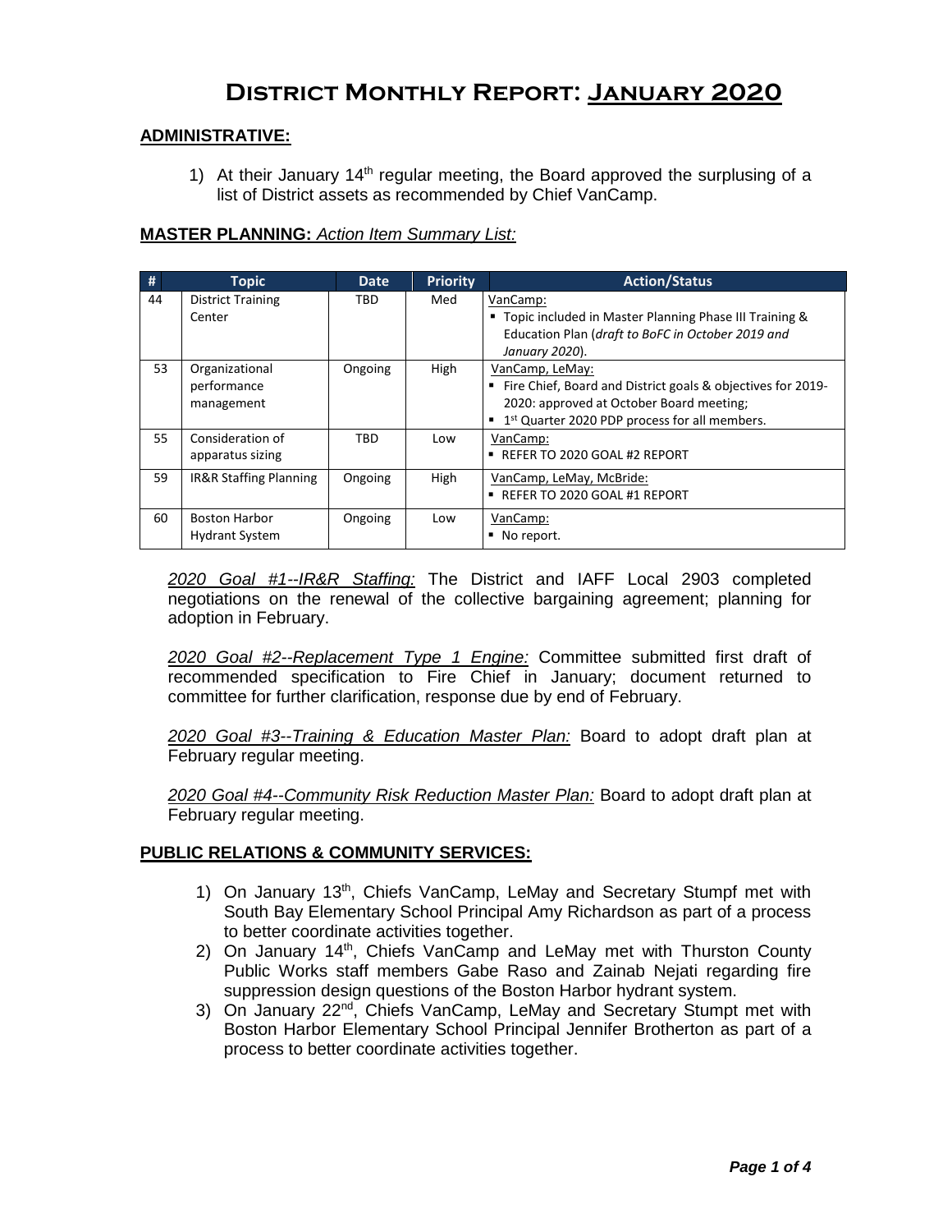# District Monthly Report: January 2020

## ADMINISTRATIVE:

1) At their January 14th regular meeting, the Board approved the surplusing of a list of District assets as recommended by Chief VanCamp.

## MASTER PLANNING: *Action Item Summary List:*

| # | Topic | Date | Priority | Action/Status |
|---|---|---|---|---|
| 44 | District Training Center | TBD | Med | VanCamp:<br>▪ Topic included in Master Planning Phase III Training & Education Plan (*draft to BoFC in October 2019 and January 2020*). |
| 53 | Organizational performance management | Ongoing | High | VanCamp, LeMay:<br>▪ Fire Chief, Board and District goals & objectives for 2019-2020: approved at October Board meeting;<br>▪ 1st Quarter 2020 PDP process for all members. |
| 55 | Consideration of apparatus sizing | TBD | Low | VanCamp:<br>▪ REFER TO 2020 GOAL #2 REPORT |
| 59 | IR&R Staffing Planning | Ongoing | High | VanCamp, LeMay, McBride:<br>▪ REFER TO 2020 GOAL #1 REPORT |
| 60 | Boston Harbor Hydrant System | Ongoing | Low | VanCamp:<br>▪ No report. |

*2020 Goal #1--IR&R Staffing:* The District and IAFF Local 2903 completed negotiations on the renewal of the collective bargaining agreement; planning for adoption in February.

*2020 Goal #2--Replacement Type 1 Engine:* Committee submitted first draft of recommended specification to Fire Chief in January; document returned to committee for further clarification, response due by end of February.

*2020 Goal #3--Training & Education Master Plan:* Board to adopt draft plan at February regular meeting.

*2020 Goal #4--Community Risk Reduction Master Plan:* Board to adopt draft plan at February regular meeting.

## PUBLIC RELATIONS & COMMUNITY SERVICES:

1) On January 13th, Chiefs VanCamp, LeMay and Secretary Stumpf met with South Bay Elementary School Principal Amy Richardson as part of a process to better coordinate activities together.
2) On January 14th, Chiefs VanCamp and LeMay met with Thurston County Public Works staff members Gabe Raso and Zainab Nejati regarding fire suppression design questions of the Boston Harbor hydrant system.
3) On January 22nd, Chiefs VanCamp, LeMay and Secretary Stumpt met with Boston Harbor Elementary School Principal Jennifer Brotherton as part of a process to better coordinate activities together.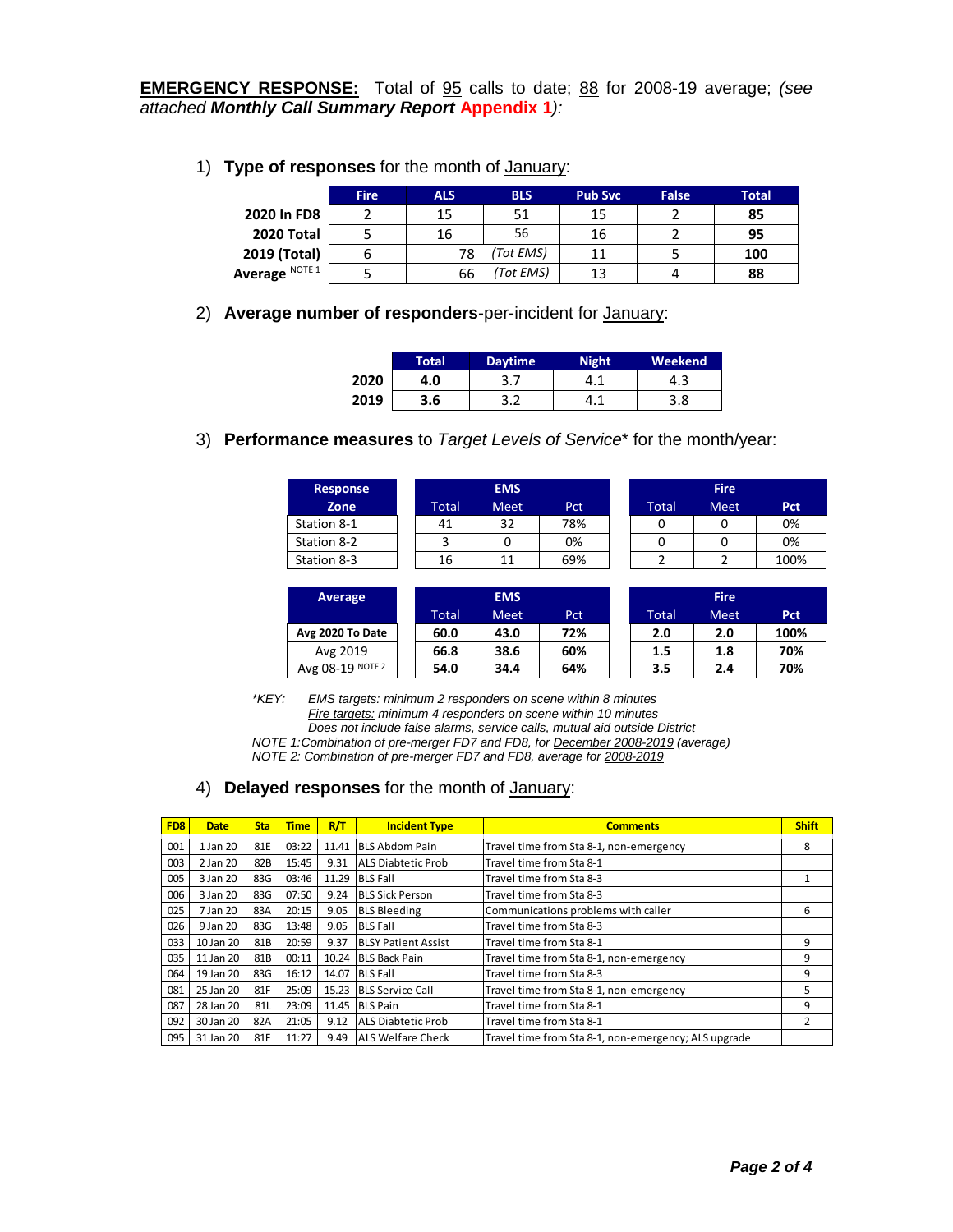**EMERGENCY RESPONSE:** Total of 95 calls to date; 88 for 2008-19 average; *(see attached **Monthly Call Summary Report** **Appendix 1**):*

1) **Type of responses** for the month of January:

| | Fire | ALS | BLS | Pub Svc | False | Total |
|---|---|---|---|---|---|---|
| **2020 In FD8** | 2 | 15 | 51 | 15 | 2 | **85** |
| **2020 Total** | 5 | 16 | 56 | 16 | 2 | **95** |
| **2019 (Total)** | 6 | 78 | *(Tot EMS)* | 11 | 5 | **100** |
| **Average** NOTE 1 | 5 | 66 | *(Tot EMS)* | 13 | 4 | **88** |

2) **Average number of responders**-per-incident for January:

| | Total | Daytime | Night | Weekend |
|---|---|---|---|---|
| **2020** | **4.0** | 3.7 | 4.1 | 4.3 |
| **2019** | **3.6** | 3.2 | 4.1 | 3.8 |

3) **Performance measures** to *Target Levels of Service** for the month/year:

| Response Zone | EMS Total | EMS Meet | EMS Pct | Fire Total | Fire Meet | Fire Pct |
|---|---|---|---|---|---|---|
| Station 8-1 | 41 | 32 | 78% | 0 | 0 | 0% |
| Station 8-2 | 3 | 0 | 0% | 0 | 0 | 0% |
| Station 8-3 | 16 | 11 | 69% | 2 | 2 | 100% |

| Average | EMS Total | EMS Meet | EMS Pct | Fire Total | Fire Meet | Fire Pct |
|---|---|---|---|---|---|---|
| **Avg 2020 To Date** | **60.0** | **43.0** | **72%** | **2.0** | **2.0** | **100%** |
| Avg 2019 | **66.8** | **38.6** | **60%** | **1.5** | **1.8** | **70%** |
| Avg 08-19 NOTE 2 | **54.0** | **34.4** | **64%** | **3.5** | **2.4** | **70%** |

*\*KEY: EMS targets: minimum 2 responders on scene within 8 minutes*
*Fire targets: minimum 4 responders on scene within 10 minutes*
*Does not include false alarms, service calls, mutual aid outside District*
*NOTE 1: Combination of pre-merger FD7 and FD8, for December 2008-2019 (average)*
*NOTE 2: Combination of pre-merger FD7 and FD8, average for 2008-2019*

4) **Delayed responses** for the month of January:

| FD8 | Date | Sta | Time | R/T | Incident Type | Comments | Shift |
|---|---|---|---|---|---|---|---|
| 001 | 1 Jan 20 | 81E | 03:22 | 11.41 | BLS Abdom Pain | Travel time from Sta 8-1, non-emergency | 8 |
| 003 | 2 Jan 20 | 82B | 15:45 | 9.31 | ALS Diabtetic Prob | Travel time from Sta 8-1 | |
| 005 | 3 Jan 20 | 83G | 03:46 | 11.29 | BLS Fall | Travel time from Sta 8-3 | 1 |
| 006 | 3 Jan 20 | 83G | 07:50 | 9.24 | BLS Sick Person | Travel time from Sta 8-3 | |
| 025 | 7 Jan 20 | 83A | 20:15 | 9.05 | BLS Bleeding | Communications problems with caller | 6 |
| 026 | 9 Jan 20 | 83G | 13:48 | 9.05 | BLS Fall | Travel time from Sta 8-3 | |
| 033 | 10 Jan 20 | 81B | 20:59 | 9.37 | BLSY Patient Assist | Travel time from Sta 8-1 | 9 |
| 035 | 11 Jan 20 | 81B | 00:11 | 10.24 | BLS Back Pain | Travel time from Sta 8-1, non-emergency | 9 |
| 064 | 19 Jan 20 | 83G | 16:12 | 14.07 | BLS Fall | Travel time from Sta 8-3 | 9 |
| 081 | 25 Jan 20 | 81F | 25:09 | 15.23 | BLS Service Call | Travel time from Sta 8-1, non-emergency | 5 |
| 087 | 28 Jan 20 | 81L | 23:09 | 11.45 | BLS Pain | Travel time from Sta 8-1 | 9 |
| 092 | 30 Jan 20 | 82A | 21:05 | 9.12 | ALS Diabtetic Prob | Travel time from Sta 8-1 | 2 |
| 095 | 31 Jan 20 | 81F | 11:27 | 9.49 | ALS Welfare Check | Travel time from Sta 8-1, non-emergency; ALS upgrade | |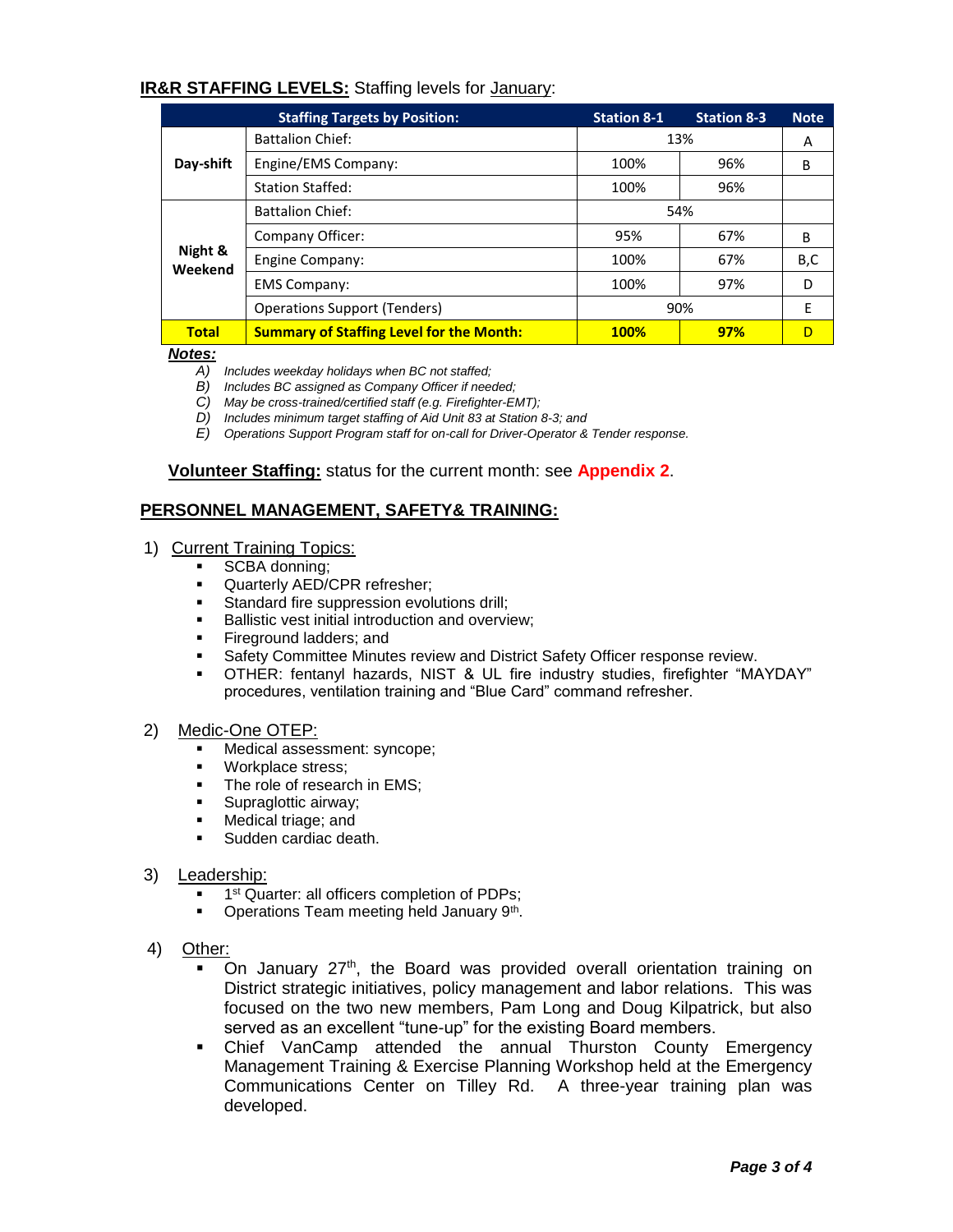**IR&R STAFFING LEVELS:** Staffing levels for January:

| | Staffing Targets by Position: | Station 8-1 | Station 8-3 | Note |
|---|---|---|---|---|
| **Day-shift** | Battalion Chief: | 13% | | A |
| | Engine/EMS Company: | 100% | 96% | B |
| | Station Staffed: | 100% | 96% | |
| **Night & Weekend** | Battalion Chief: | 54% | | |
| | Company Officer: | 95% | 67% | B |
| | Engine Company: | 100% | 67% | B,C |
| | EMS Company: | 100% | 97% | D |
| | Operations Support (Tenders) | 90% | | E |
| **Total** | **Summary of Staffing Level for the Month:** | **100%** | **97%** | D |

***Notes:***

*A) Includes weekday holidays when BC not staffed;*
*B) Includes BC assigned as Company Officer if needed;*
*C) May be cross-trained/certified staff (e.g. Firefighter-EMT);*
*D) Includes minimum target staffing of Aid Unit 83 at Station 8-3; and*
*E) Operations Support Program staff for on-call for Driver-Operator & Tender response.*

**Volunteer Staffing:** status for the current month: see **Appendix 2**.

## PERSONNEL MANAGEMENT, SAFETY& TRAINING:

1) Current Training Topics:
   - SCBA donning;
   - Quarterly AED/CPR refresher;
   - Standard fire suppression evolutions drill;
   - Ballistic vest initial introduction and overview;
   - Fireground ladders; and
   - Safety Committee Minutes review and District Safety Officer response review.
   - OTHER: fentanyl hazards, NIST & UL fire industry studies, firefighter "MAYDAY" procedures, ventilation training and "Blue Card" command refresher.

2) Medic-One OTEP:
   - Medical assessment: syncope;
   - Workplace stress;
   - The role of research in EMS;
   - Supraglottic airway;
   - Medical triage; and
   - Sudden cardiac death.

3) Leadership:
   - 1st Quarter: all officers completion of PDPs;
   - Operations Team meeting held January 9th.

4) Other:
   - On January 27th, the Board was provided overall orientation training on District strategic initiatives, policy management and labor relations. This was focused on the two new members, Pam Long and Doug Kilpatrick, but also served as an excellent "tune-up" for the existing Board members.
   - Chief VanCamp attended the annual Thurston County Emergency Management Training & Exercise Planning Workshop held at the Emergency Communications Center on Tilley Rd. A three-year training plan was developed.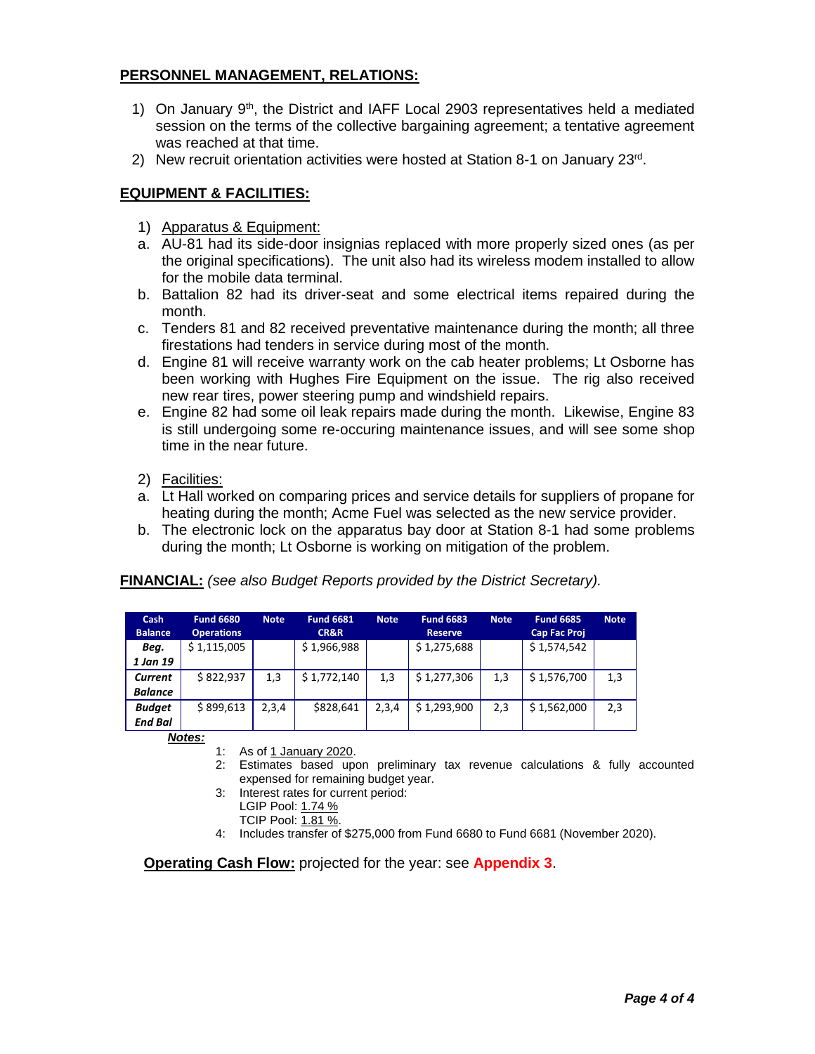## PERSONNEL MANAGEMENT, RELATIONS:

1) On January 9th, the District and IAFF Local 2903 representatives held a mediated session on the terms of the collective bargaining agreement; a tentative agreement was reached at that time.
2) New recruit orientation activities were hosted at Station 8-1 on January 23rd.

## EQUIPMENT & FACILITIES:

1) Apparatus & Equipment:
   a. AU-81 had its side-door insignias replaced with more properly sized ones (as per the original specifications). The unit also had its wireless modem installed to allow for the mobile data terminal.
   b. Battalion 82 had its driver-seat and some electrical items repaired during the month.
   c. Tenders 81 and 82 received preventative maintenance during the month; all three firestations had tenders in service during most of the month.
   d. Engine 81 will receive warranty work on the cab heater problems; Lt Osborne has been working with Hughes Fire Equipment on the issue. The rig also received new rear tires, power steering pump and windshield repairs.
   e. Engine 82 had some oil leak repairs made during the month. Likewise, Engine 83 is still undergoing some re-occuring maintenance issues, and will see some shop time in the near future.

2) Facilities:
   a. Lt Hall worked on comparing prices and service details for suppliers of propane for heating during the month; Acme Fuel was selected as the new service provider.
   b. The electronic lock on the apparatus bay door at Station 8-1 had some problems during the month; Lt Osborne is working on mitigation of the problem.

**FINANCIAL:** *(see also Budget Reports provided by the District Secretary).*

| Cash Balance | Fund 6680 Operations | Note | Fund 6681 CR&R | Note | Fund 6683 Reserve | Note | Fund 6685 Cap Fac Proj | Note |
|---|---|---|---|---|---|---|---|---|
| ***Beg. 1 Jan 19*** | $ 1,115,005 | | $ 1,966,988 | | $ 1,275,688 | | $ 1,574,542 | |
| ***Current Balance*** | $ 822,937 | 1,3 | $ 1,772,140 | 1,3 | $ 1,277,306 | 1,3 | $ 1,576,700 | 1,3 |
| ***Budget End Bal*** | $ 899,613 | 2,3,4 | $828,641 | 2,3,4 | $ 1,293,900 | 2,3 | $ 1,562,000 | 2,3 |

***Notes:***

1: As of 1 January 2020.
2: Estimates based upon preliminary tax revenue calculations & fully accounted expensed for remaining budget year.
3: Interest rates for current period:
LGIP Pool: 1.74 %
TCIP Pool: 1.81 %.
4: Includes transfer of $275,000 from Fund 6680 to Fund 6681 (November 2020).

**Operating Cash Flow:** projected for the year: see **Appendix 3**.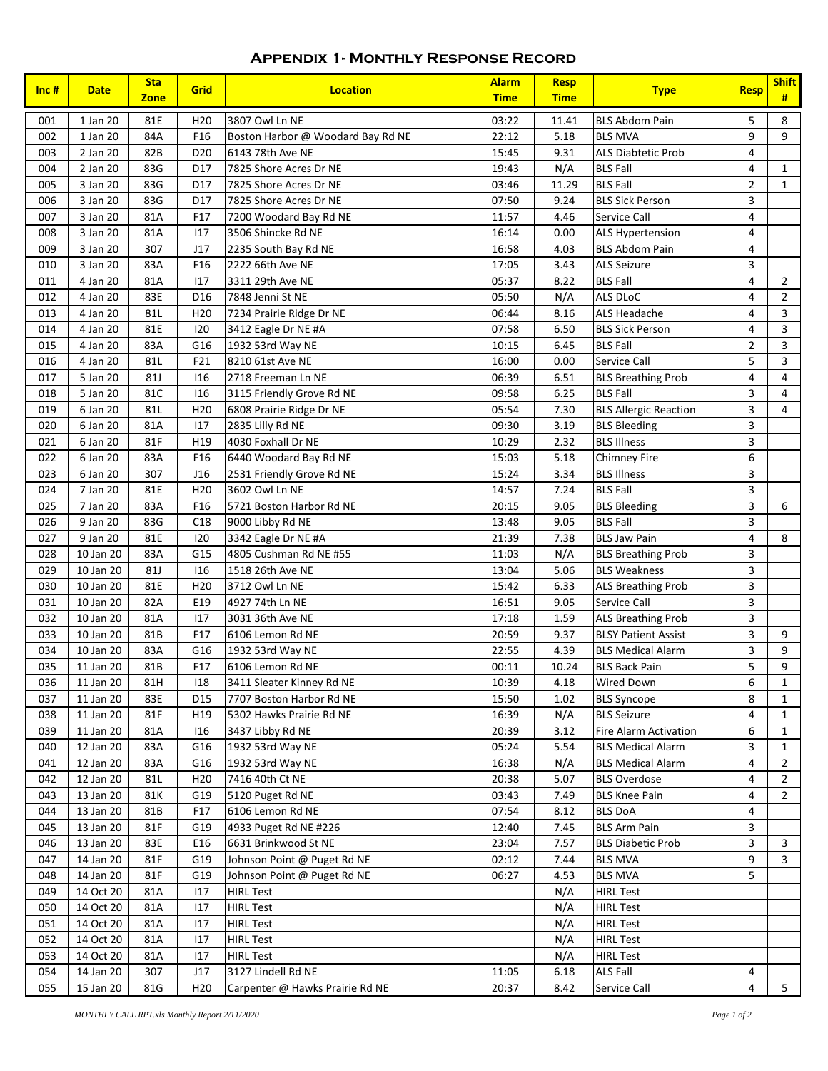# Appendix 1- Monthly Response Record

| Inc # | Date | Sta Zone | Grid | Location | Alarm Time | Resp Time | Type | Resp | Shift # |
|---|---|---|---|---|---|---|---|---|---|
| 001 | 1 Jan 20 | 81E | H20 | 3807 Owl Ln NE | 03:22 | 11.41 | BLS Abdom Pain | 5 | 8 |
| 002 | 1 Jan 20 | 84A | F16 | Boston Harbor @ Woodard Bay Rd NE | 22:12 | 5.18 | BLS MVA | 9 | 9 |
| 003 | 2 Jan 20 | 82B | D20 | 6143 78th Ave NE | 15:45 | 9.31 | ALS Diabetic Prob | 4 | |
| 004 | 2 Jan 20 | 83G | D17 | 7825 Shore Acres Dr NE | 19:43 | N/A | BLS Fall | 4 | 1 |
| 005 | 3 Jan 20 | 83G | D17 | 7825 Shore Acres Dr NE | 03:46 | 11.29 | BLS Fall | 2 | 1 |
| 006 | 3 Jan 20 | 83G | D17 | 7825 Shore Acres Dr NE | 07:50 | 9.24 | BLS Sick Person | 3 | |
| 007 | 3 Jan 20 | 81A | F17 | 7200 Woodard Bay Rd NE | 11:57 | 4.46 | Service Call | 4 | |
| 008 | 3 Jan 20 | 81A | I17 | 3506 Shincke Rd NE | 16:14 | 0.00 | ALS Hypertension | 4 | |
| 009 | 3 Jan 20 | 307 | J17 | 2235 South Bay Rd NE | 16:58 | 4.03 | BLS Abdom Pain | 4 | |
| 010 | 3 Jan 20 | 83A | F16 | 2222 66th Ave NE | 17:05 | 3.43 | ALS Seizure | 3 | |
| 011 | 4 Jan 20 | 81A | I17 | 3311 29th Ave NE | 05:37 | 8.22 | BLS Fall | 4 | 2 |
| 012 | 4 Jan 20 | 83E | D16 | 7848 Jenni St NE | 05:50 | N/A | ALS DLoC | 4 | 2 |
| 013 | 4 Jan 20 | 81L | H20 | 7234 Prairie Ridge Dr NE | 06:44 | 8.16 | ALS Headache | 4 | 3 |
| 014 | 4 Jan 20 | 81E | I20 | 3412 Eagle Dr NE #A | 07:58 | 6.50 | BLS Sick Person | 4 | 3 |
| 015 | 4 Jan 20 | 83A | G16 | 1932 53rd Way NE | 10:15 | 6.45 | BLS Fall | 2 | 3 |
| 016 | 4 Jan 20 | 81L | F21 | 8210 61st Ave NE | 16:00 | 0.00 | Service Call | 5 | 3 |
| 017 | 5 Jan 20 | 81J | I16 | 2718 Freeman Ln NE | 06:39 | 6.51 | BLS Breathing Prob | 4 | 4 |
| 018 | 5 Jan 20 | 81C | I16 | 3115 Friendly Grove Rd NE | 09:58 | 6.25 | BLS Fall | 3 | 4 |
| 019 | 6 Jan 20 | 81L | H20 | 6808 Prairie Ridge Dr NE | 05:54 | 7.30 | BLS Allergic Reaction | 3 | 4 |
| 020 | 6 Jan 20 | 81A | I17 | 2835 Lilly Rd NE | 09:30 | 3.19 | BLS Bleeding | 3 | |
| 021 | 6 Jan 20 | 81F | H19 | 4030 Foxhall Dr NE | 10:29 | 2.32 | BLS Illness | 3 | |
| 022 | 6 Jan 20 | 83A | F16 | 6440 Woodard Bay Rd NE | 15:03 | 5.18 | Chimney Fire | 6 | |
| 023 | 6 Jan 20 | 307 | J16 | 2531 Friendly Grove Rd NE | 15:24 | 3.34 | BLS Illness | 3 | |
| 024 | 7 Jan 20 | 81E | H20 | 3602 Owl Ln NE | 14:57 | 7.24 | BLS Fall | 3 | |
| 025 | 7 Jan 20 | 83A | F16 | 5721 Boston Harbor Rd NE | 20:15 | 9.05 | BLS Bleeding | 3 | 6 |
| 026 | 9 Jan 20 | 83G | C18 | 9000 Libby Rd NE | 13:48 | 9.05 | BLS Fall | 3 | |
| 027 | 9 Jan 20 | 81E | I20 | 3342 Eagle Dr NE #A | 21:39 | 7.38 | BLS Jaw Pain | 4 | 8 |
| 028 | 10 Jan 20 | 83A | G15 | 4805 Cushman Rd NE #55 | 11:03 | N/A | BLS Breathing Prob | 3 | |
| 029 | 10 Jan 20 | 81J | I16 | 1518 26th Ave NE | 13:04 | 5.06 | BLS Weakness | 3 | |
| 030 | 10 Jan 20 | 81E | H20 | 3712 Owl Ln NE | 15:42 | 6.33 | ALS Breathing Prob | 3 | |
| 031 | 10 Jan 20 | 82A | E19 | 4927 74th Ln NE | 16:51 | 9.05 | Service Call | 3 | |
| 032 | 10 Jan 20 | 81A | I17 | 3031 36th Ave NE | 17:18 | 1.59 | ALS Breathing Prob | 3 | |
| 033 | 10 Jan 20 | 81B | F17 | 6106 Lemon Rd NE | 20:59 | 9.37 | BLSY Patient Assist | 3 | 9 |
| 034 | 10 Jan 20 | 83A | G16 | 1932 53rd Way NE | 22:55 | 4.39 | BLS Medical Alarm | 3 | 9 |
| 035 | 11 Jan 20 | 81B | F17 | 6106 Lemon Rd NE | 00:11 | 10.24 | BLS Back Pain | 5 | 9 |
| 036 | 11 Jan 20 | 81H | I18 | 3411 Sleater Kinney Rd NE | 10:39 | 4.18 | Wired Down | 6 | 1 |
| 037 | 11 Jan 20 | 83E | D15 | 7707 Boston Harbor Rd NE | 15:50 | 1.02 | BLS Syncope | 8 | 1 |
| 038 | 11 Jan 20 | 81F | H19 | 5302 Hawks Prairie Rd NE | 16:39 | N/A | BLS Seizure | 4 | 1 |
| 039 | 11 Jan 20 | 81A | I16 | 3437 Libby Rd NE | 20:39 | 3.12 | Fire Alarm Activation | 6 | 1 |
| 040 | 12 Jan 20 | 83A | G16 | 1932 53rd Way NE | 05:24 | 5.54 | BLS Medical Alarm | 3 | 1 |
| 041 | 12 Jan 20 | 83A | G16 | 1932 53rd Way NE | 16:38 | N/A | BLS Medical Alarm | 4 | 2 |
| 042 | 12 Jan 20 | 81L | H20 | 7416 40th Ct NE | 20:38 | 5.07 | BLS Overdose | 4 | 2 |
| 043 | 13 Jan 20 | 81K | G19 | 5120 Puget Rd NE | 03:43 | 7.49 | BLS Knee Pain | 4 | 2 |
| 044 | 13 Jan 20 | 81B | F17 | 6106 Lemon Rd NE | 07:54 | 8.12 | BLS DoA | 4 | |
| 045 | 13 Jan 20 | 81F | G19 | 4933 Puget Rd NE #226 | 12:40 | 7.45 | BLS Arm Pain | 3 | |
| 046 | 13 Jan 20 | 83E | E16 | 6631 Brinkwood St NE | 23:04 | 7.57 | BLS Diabetic Prob | 3 | 3 |
| 047 | 14 Jan 20 | 81F | G19 | Johnson Point @ Puget Rd NE | 02:12 | 7.44 | BLS MVA | 9 | 3 |
| 048 | 14 Jan 20 | 81F | G19 | Johnson Point @ Puget Rd NE | 06:27 | 4.53 | BLS MVA | 5 | |
| 049 | 14 Oct 20 | 81A | I17 | HIRL Test | | N/A | HIRL Test | | |
| 050 | 14 Oct 20 | 81A | I17 | HIRL Test | | N/A | HIRL Test | | |
| 051 | 14 Oct 20 | 81A | I17 | HIRL Test | | N/A | HIRL Test | | |
| 052 | 14 Oct 20 | 81A | I17 | HIRL Test | | N/A | HIRL Test | | |
| 053 | 14 Oct 20 | 81A | I17 | HIRL Test | | N/A | HIRL Test | | |
| 054 | 14 Jan 20 | 307 | J17 | 3127 Lindell Rd NE | 11:05 | 6.18 | ALS Fall | 4 | |
| 055 | 15 Jan 20 | 81G | H20 | Carpenter @ Hawks Prairie Rd NE | 20:37 | 8.42 | Service Call | 4 | 5 |

*MONTHLY CALL RPT.xls Monthly Report 2/11/2020*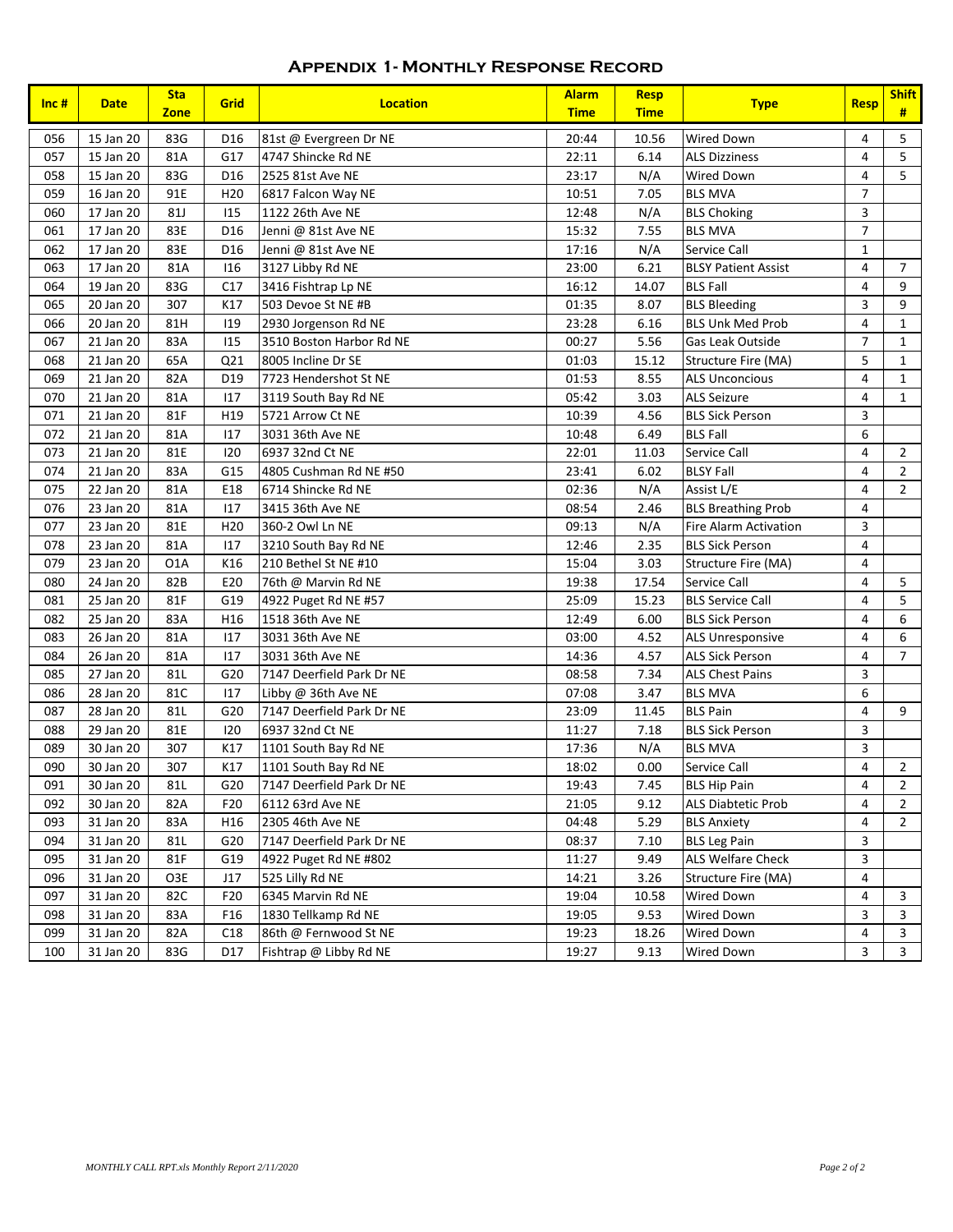# Appendix 1- Monthly Response Record

| Inc # | Date | Sta Zone | Grid | Location | Alarm Time | Resp Time | Type | Resp | Shift # |
|---|---|---|---|---|---|---|---|---|---|
| 056 | 15 Jan 20 | 83G | D16 | 81st @ Evergreen Dr NE | 20:44 | 10.56 | Wired Down | 4 | 5 |
| 057 | 15 Jan 20 | 81A | G17 | 4747 Shincke Rd NE | 22:11 | 6.14 | ALS Dizziness | 4 | 5 |
| 058 | 15 Jan 20 | 83G | D16 | 2525 81st Ave NE | 23:17 | N/A | Wired Down | 4 | 5 |
| 059 | 16 Jan 20 | 91E | H20 | 6817 Falcon Way NE | 10:51 | 7.05 | BLS MVA | 7 | |
| 060 | 17 Jan 20 | 81J | I15 | 1122 26th Ave NE | 12:48 | N/A | BLS Choking | 3 | |
| 061 | 17 Jan 20 | 83E | D16 | Jenni @ 81st Ave NE | 15:32 | 7.55 | BLS MVA | 7 | |
| 062 | 17 Jan 20 | 83E | D16 | Jenni @ 81st Ave NE | 17:16 | N/A | Service Call | 1 | |
| 063 | 17 Jan 20 | 81A | I16 | 3127 Libby Rd NE | 23:00 | 6.21 | BLSY Patient Assist | 4 | 7 |
| 064 | 19 Jan 20 | 83G | C17 | 3416 Fishtrap Lp NE | 16:12 | 14.07 | BLS Fall | 4 | 9 |
| 065 | 20 Jan 20 | 307 | K17 | 503 Devoe St NE #B | 01:35 | 8.07 | BLS Bleeding | 3 | 9 |
| 066 | 20 Jan 20 | 81H | I19 | 2930 Jorgenson Rd NE | 23:28 | 6.16 | BLS Unk Med Prob | 4 | 1 |
| 067 | 21 Jan 20 | 83A | I15 | 3510 Boston Harbor Rd NE | 00:27 | 5.56 | Gas Leak Outside | 7 | 1 |
| 068 | 21 Jan 20 | 65A | Q21 | 8005 Incline Dr SE | 01:03 | 15.12 | Structure Fire (MA) | 5 | 1 |
| 069 | 21 Jan 20 | 82A | D19 | 7723 Hendershot St NE | 01:53 | 8.55 | ALS Unconcious | 4 | 1 |
| 070 | 21 Jan 20 | 81A | I17 | 3119 South Bay Rd NE | 05:42 | 3.03 | ALS Seizure | 4 | 1 |
| 071 | 21 Jan 20 | 81F | H19 | 5721 Arrow Ct NE | 10:39 | 4.56 | BLS Sick Person | 3 | |
| 072 | 21 Jan 20 | 81A | I17 | 3031 36th Ave NE | 10:48 | 6.49 | BLS Fall | 6 | |
| 073 | 21 Jan 20 | 81E | I20 | 6937 32nd Ct NE | 22:01 | 11.03 | Service Call | 4 | 2 |
| 074 | 21 Jan 20 | 83A | G15 | 4805 Cushman Rd NE #50 | 23:41 | 6.02 | BLSY Fall | 4 | 2 |
| 075 | 22 Jan 20 | 81A | E18 | 6714 Shincke Rd NE | 02:36 | N/A | Assist L/E | 4 | 2 |
| 076 | 23 Jan 20 | 81A | I17 | 3415 36th Ave NE | 08:54 | 2.46 | BLS Breathing Prob | 4 | |
| 077 | 23 Jan 20 | 81E | H20 | 360-2 Owl Ln NE | 09:13 | N/A | Fire Alarm Activation | 3 | |
| 078 | 23 Jan 20 | 81A | I17 | 3210 South Bay Rd NE | 12:46 | 2.35 | BLS Sick Person | 4 | |
| 079 | 23 Jan 20 | O1A | K16 | 210 Bethel St NE #10 | 15:04 | 3.03 | Structure Fire (MA) | 4 | |
| 080 | 24 Jan 20 | 82B | E20 | 76th @ Marvin Rd NE | 19:38 | 17.54 | Service Call | 4 | 5 |
| 081 | 25 Jan 20 | 81F | G19 | 4922 Puget Rd NE #57 | 25:09 | 15.23 | BLS Service Call | 4 | 5 |
| 082 | 25 Jan 20 | 83A | H16 | 1518 36th Ave NE | 12:49 | 6.00 | BLS Sick Person | 4 | 6 |
| 083 | 26 Jan 20 | 81A | I17 | 3031 36th Ave NE | 03:00 | 4.52 | ALS Unresponsive | 4 | 6 |
| 084 | 26 Jan 20 | 81A | I17 | 3031 36th Ave NE | 14:36 | 4.57 | ALS Sick Person | 4 | 7 |
| 085 | 27 Jan 20 | 81L | G20 | 7147 Deerfield Park Dr NE | 08:58 | 7.34 | ALS Chest Pains | 3 | |
| 086 | 28 Jan 20 | 81C | I17 | Libby @ 36th Ave NE | 07:08 | 3.47 | BLS MVA | 6 | |
| 087 | 28 Jan 20 | 81L | G20 | 7147 Deerfield Park Dr NE | 23:09 | 11.45 | BLS Pain | 4 | 9 |
| 088 | 29 Jan 20 | 81E | I20 | 6937 32nd Ct NE | 11:27 | 7.18 | BLS Sick Person | 3 | |
| 089 | 30 Jan 20 | 307 | K17 | 1101 South Bay Rd NE | 17:36 | N/A | BLS MVA | 3 | |
| 090 | 30 Jan 20 | 307 | K17 | 1101 South Bay Rd NE | 18:02 | 0.00 | Service Call | 4 | 2 |
| 091 | 30 Jan 20 | 81L | G20 | 7147 Deerfield Park Dr NE | 19:43 | 7.45 | BLS Hip Pain | 4 | 2 |
| 092 | 30 Jan 20 | 82A | F20 | 6112 63rd Ave NE | 21:05 | 9.12 | ALS Diabtetic Prob | 4 | 2 |
| 093 | 31 Jan 20 | 83A | H16 | 2305 46th Ave NE | 04:48 | 5.29 | BLS Anxiety | 4 | 2 |
| 094 | 31 Jan 20 | 81L | G20 | 7147 Deerfield Park Dr NE | 08:37 | 7.10 | BLS Leg Pain | 3 | |
| 095 | 31 Jan 20 | 81F | G19 | 4922 Puget Rd NE #802 | 11:27 | 9.49 | ALS Welfare Check | 3 | |
| 096 | 31 Jan 20 | O3E | J17 | 525 Lilly Rd NE | 14:21 | 3.26 | Structure Fire (MA) | 4 | |
| 097 | 31 Jan 20 | 82C | F20 | 6345 Marvin Rd NE | 19:04 | 10.58 | Wired Down | 4 | 3 |
| 098 | 31 Jan 20 | 83A | F16 | 1830 Tellkamp Rd NE | 19:05 | 9.53 | Wired Down | 3 | 3 |
| 099 | 31 Jan 20 | 82A | C18 | 86th @ Fernwood St NE | 19:23 | 18.26 | Wired Down | 4 | 3 |
| 100 | 31 Jan 20 | 83G | D17 | Fishtrap @ Libby Rd NE | 19:27 | 9.13 | Wired Down | 3 | 3 |

*MONTHLY CALL RPT.xls Monthly Report 2/11/2020*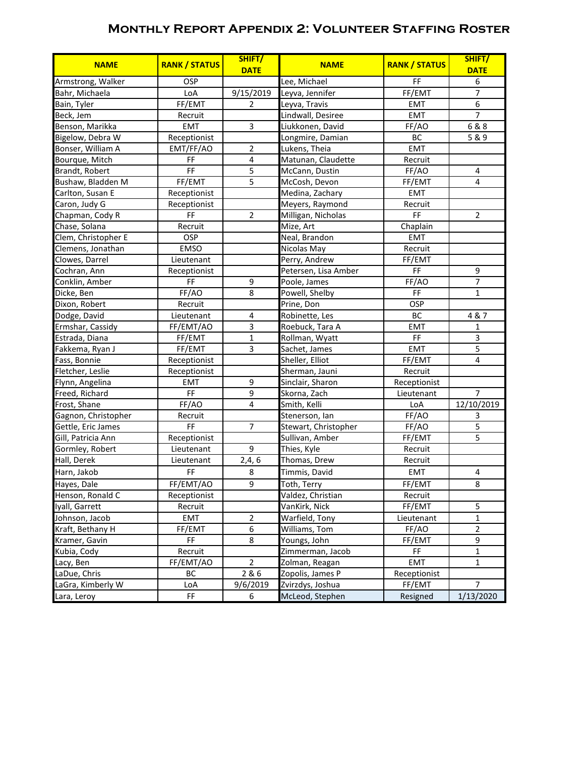## Monthly Report Appendix 2: Volunteer Staffing Roster

| NAME | RANK / STATUS | SHIFT/ DATE | NAME | RANK / STATUS | SHIFT/ DATE |
|---|---|---|---|---|---|
| Armstrong, Walker | OSP | | Lee, Michael | FF | 6 |
| Bahr, Michaela | LoA | 9/15/2019 | Leyva, Jennifer | FF/EMT | 7 |
| Bain, Tyler | FF/EMT | 2 | Leyva, Travis | EMT | 6 |
| Beck, Jem | Recruit | | Lindwall, Desiree | EMT | 7 |
| Benson, Marikka | EMT | 3 | Liukkonen, David | FF/AO | 6 & 8 |
| Bigelow, Debra W | Receptionist | | Longmire, Damian | BC | 5 & 9 |
| Bonser, William A | EMT/FF/AO | 2 | Lukens, Theia | EMT | |
| Bourque, Mitch | FF | 4 | Matunan, Claudette | Recruit | |
| Brandt, Robert | FF | 5 | McCann, Dustin | FF/AO | 4 |
| Bushaw, Bladden M | FF/EMT | 5 | McCosh, Devon | FF/EMT | 4 |
| Carlton, Susan E | Receptionist | | Medina, Zachary | EMT | |
| Caron, Judy G | Receptionist | | Meyers, Raymond | Recruit | |
| Chapman, Cody R | FF | 2 | Milligan, Nicholas | FF | 2 |
| Chase, Solana | Recruit | | Mize, Art | Chaplain | |
| Clem, Christopher E | OSP | | Neal, Brandon | EMT | |
| Clemens, Jonathan | EMSO | | Nicolas May | Recruit | |
| Clowes, Darrel | Lieutenant | | Perry, Andrew | FF/EMT | |
| Cochran, Ann | Receptionist | | Petersen, Lisa Amber | FF | 9 |
| Conklin, Amber | FF | 9 | Poole, James | FF/AO | 7 |
| Dicke, Ben | FF/AO | 8 | Powell, Shelby | FF | 1 |
| Dixon, Robert | Recruit | | Prine, Don | OSP | |
| Dodge, David | Lieutenant | 4 | Robinette, Les | BC | 4 & 7 |
| Ermshar, Cassidy | FF/EMT/AO | 3 | Roebuck, Tara A | EMT | 1 |
| Estrada, Diana | FF/EMT | 1 | Rollman, Wyatt | FF | 3 |
| Fakkema, Ryan J | FF/EMT | 3 | Sachet, James | EMT | 5 |
| Fass, Bonnie | Receptionist | | Sheller, Elliot | FF/EMT | 4 |
| Fletcher, Leslie | Receptionist | | Sherman, Jauni | Recruit | |
| Flynn, Angelina | EMT | 9 | Sinclair, Sharon | Receptionist | |
| Freed, Richard | FF | 9 | Skorna, Zach | Lieutenant | 7 |
| Frost, Shane | FF/AO | 4 | Smith, Kelli | LoA | 12/10/2019 |
| Gagnon, Christopher | Recruit | | Stenerson, Ian | FF/AO | 3 |
| Gettle, Eric James | FF | 7 | Stewart, Christopher | FF/AO | 5 |
| Gill, Patricia Ann | Receptionist | | Sullivan, Amber | FF/EMT | 5 |
| Gormley, Robert | Lieutenant | 9 | Thies, Kyle | Recruit | |
| Hall, Derek | Lieutenant | 2,4, 6 | Thomas, Drew | Recruit | |
| Harn, Jakob | FF | 8 | Timmis, David | EMT | 4 |
| Hayes, Dale | FF/EMT/AO | 9 | Toth, Terry | FF/EMT | 8 |
| Henson, Ronald C | Receptionist | | Valdez, Christian | Recruit | |
| Iyall, Garrett | Recruit | | VanKirk, Nick | FF/EMT | 5 |
| Johnson, Jacob | EMT | 2 | Warfield, Tony | Lieutenant | 1 |
| Kraft, Bethany H | FF/EMT | 6 | Williams, Tom | FF/AO | 2 |
| Kramer, Gavin | FF | 8 | Youngs, John | FF/EMT | 9 |
| Kubia, Cody | Recruit | | Zimmerman, Jacob | FF | 1 |
| Lacy, Ben | FF/EMT/AO | 2 | Zolman, Reagan | EMT | 1 |
| LaDue, Chris | BC | 2 & 6 | Zopolis, James P | Receptionist | |
| LaGra, Kimberly W | LoA | 9/6/2019 | Zvirzdys, Joshua | FF/EMT | 7 |
| Lara, Leroy | FF | 6 | McLeod, Stephen | Resigned | 1/13/2020 |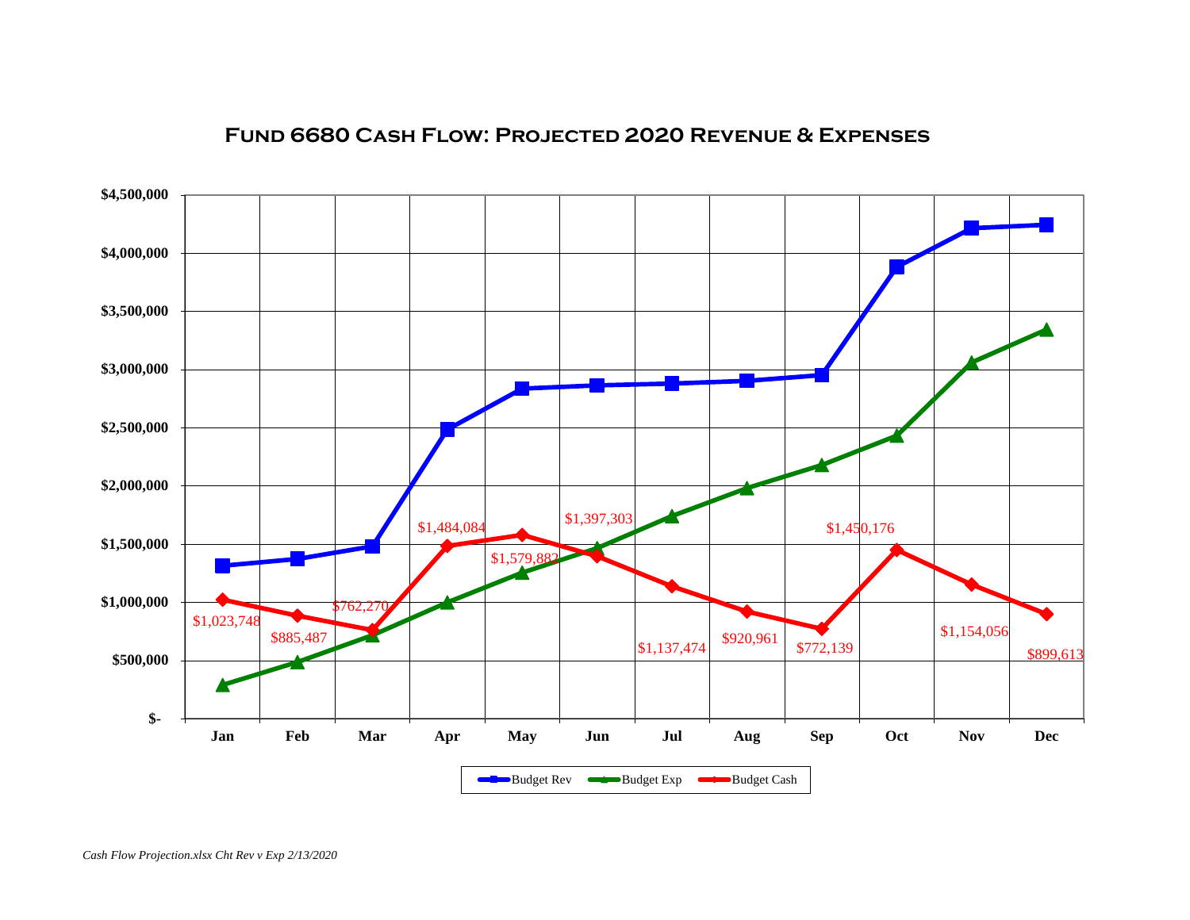## Fund 6680 Cash Flow: Projected 2020 Revenue & Expenses

$4,500,000
$4,000,000
$3,500,000
$3,000,000
$2,500,000
$2,000,000
$1,500,000
$1,000,000
$500,000
$-

Jan Feb Mar Apr May Jun Jul Aug Sep Oct Nov Dec

$1,023,748
$885,487
$762,270
$1,484,084
$1,579,882
$1,397,303
$1,137,474
$920,961
$772,139
$1,450,176
$1,154,056
$899,613

Budget Rev
Budget Exp
Budget Cash

*Cash Flow Projection.xlsx Cht Rev v Exp 2/13/2020*